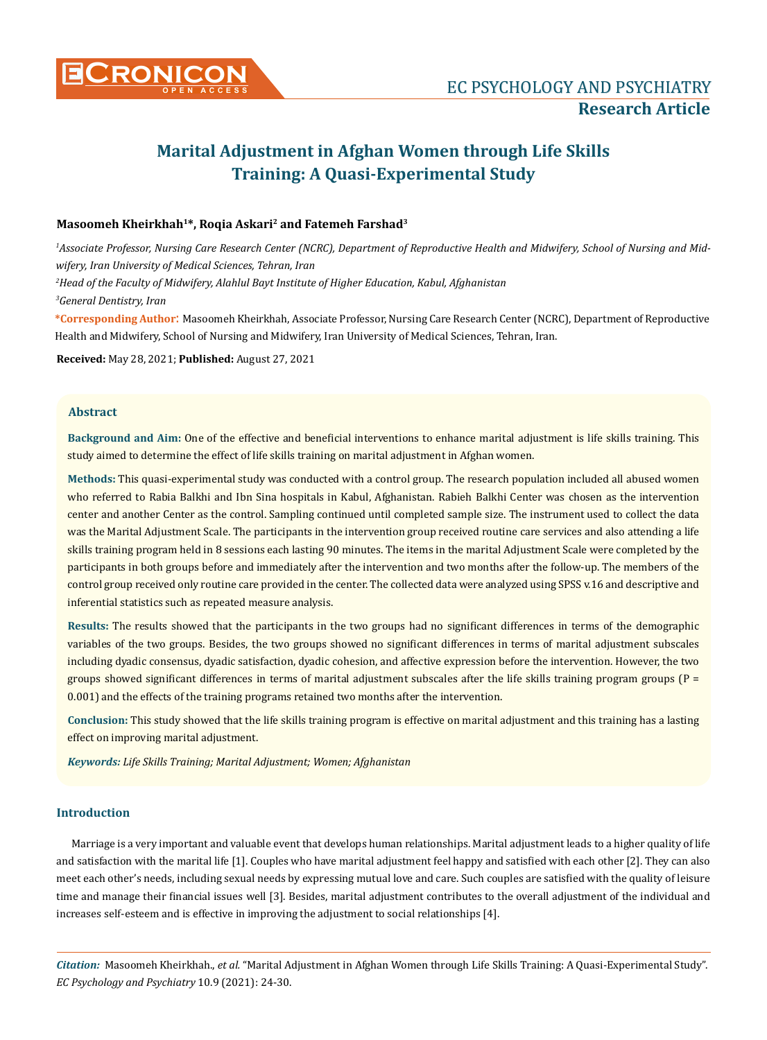# Marital Adjustment in Afghan Women through Life Skills Training: A Quasi-Experimental Study

**Masoomeh Kheirkhah[1]\*, Roqia Askari[2] and Fatemeh Farshad[3]**

*[1]Associate Professor, Nursing Care Research Center (NCRC), Department of Reproductive Health and Midwifery, School of Nursing and Midwifery, Iran University of Medical Sciences, Tehran, Iran*

*[2]Head of the Faculty of Midwifery, Alahlul Bayt Institute of Higher Education, Kabul, Afghanistan*

*[3]General Dentistry, Iran*

**\*Corresponding Author:** Masoomeh Kheirkhah, Associate Professor, Nursing Care Research Center (NCRC), Department of Reproductive Health and Midwifery, School of Nursing and Midwifery, Iran University of Medical Sciences, Tehran, Iran.

**Received:** May 28, 2021; **Published:** August 27, 2021

## Abstract

**Background and Aim:** One of the effective and beneficial interventions to enhance marital adjustment is life skills training. This study aimed to determine the effect of life skills training on marital adjustment in Afghan women.

**Methods:** This quasi-experimental study was conducted with a control group. The research population included all abused women who referred to Rabia Balkhi and Ibn Sina hospitals in Kabul, Afghanistan. Rabieh Balkhi Center was chosen as the intervention center and another Center as the control. Sampling continued until completed sample size. The instrument used to collect the data was the Marital Adjustment Scale. The participants in the intervention group received routine care services and also attending a life skills training program held in 8 sessions each lasting 90 minutes. The items in the marital Adjustment Scale were completed by the participants in both groups before and immediately after the intervention and two months after the follow-up. The members of the control group received only routine care provided in the center. The collected data were analyzed using SPSS v.16 and descriptive and inferential statistics such as repeated measure analysis.

**Results:** The results showed that the participants in the two groups had no significant differences in terms of the demographic variables of the two groups. Besides, the two groups showed no significant differences in terms of marital adjustment subscales including dyadic consensus, dyadic satisfaction, dyadic cohesion, and affective expression before the intervention. However, the two groups showed significant differences in terms of marital adjustment subscales after the life skills training program groups ($P = 0.001$) and the effects of the training programs retained two months after the intervention.

**Conclusion:** This study showed that the life skills training program is effective on marital adjustment and this training has a lasting effect on improving marital adjustment.

***Keywords:*** *Life Skills Training; Marital Adjustment; Women; Afghanistan*

## Introduction

Marriage is a very important and valuable event that develops human relationships. Marital adjustment leads to a higher quality of life and satisfaction with the marital life [1]. Couples who have marital adjustment feel happy and satisfied with each other [2]. They can also meet each other's needs, including sexual needs by expressing mutual love and care. Such couples are satisfied with the quality of leisure time and manage their financial issues well [3]. Besides, marital adjustment contributes to the overall adjustment of the individual and increases self-esteem and is effective in improving the adjustment to social relationships [4].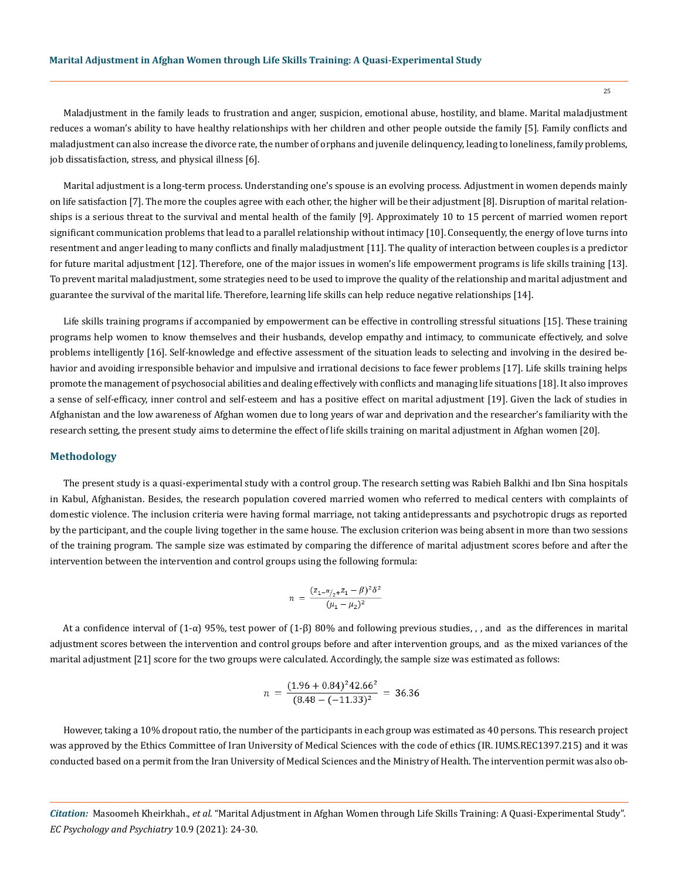Maladjustment in the family leads to frustration and anger, suspicion, emotional abuse, hostility, and blame. Marital maladjustment reduces a woman's ability to have healthy relationships with her children and other people outside the family [5]. Family conflicts and maladjustment can also increase the divorce rate, the number of orphans and juvenile delinquency, leading to loneliness, family problems, job dissatisfaction, stress, and physical illness [6].

Marital adjustment is a long-term process. Understanding one's spouse is an evolving process. Adjustment in women depends mainly on life satisfaction [7]. The more the couples agree with each other, the higher will be their adjustment [8]. Disruption of marital relationships is a serious threat to the survival and mental health of the family [9]. Approximately 10 to 15 percent of married women report significant communication problems that lead to a parallel relationship without intimacy [10]. Consequently, the energy of love turns into resentment and anger leading to many conflicts and finally maladjustment [11]. The quality of interaction between couples is a predictor for future marital adjustment [12]. Therefore, one of the major issues in women's life empowerment programs is life skills training [13]. To prevent marital maladjustment, some strategies need to be used to improve the quality of the relationship and marital adjustment and guarantee the survival of the marital life. Therefore, learning life skills can help reduce negative relationships [14].

Life skills training programs if accompanied by empowerment can be effective in controlling stressful situations [15]. These training programs help women to know themselves and their husbands, develop empathy and intimacy, to communicate effectively, and solve problems intelligently [16]. Self-knowledge and effective assessment of the situation leads to selecting and involving in the desired behavior and avoiding irresponsible behavior and impulsive and irrational decisions to face fewer problems [17]. Life skills training helps promote the management of psychosocial abilities and dealing effectively with conflicts and managing life situations [18]. It also improves a sense of self-efficacy, inner control and self-esteem and has a positive effect on marital adjustment [19]. Given the lack of studies in Afghanistan and the low awareness of Afghan women due to long years of war and deprivation and the researcher's familiarity with the research setting, the present study aims to determine the effect of life skills training on marital adjustment in Afghan women [20].

## Methodology

The present study is a quasi-experimental study with a control group. The research setting was Rabieh Balkhi and Ibn Sina hospitals in Kabul, Afghanistan. Besides, the research population covered married women who referred to medical centers with complaints of domestic violence. The inclusion criteria were having formal marriage, not taking antidepressants and psychotropic drugs as reported by the participant, and the couple living together in the same house. The exclusion criterion was being absent in more than two sessions of the training program. The sample size was estimated by comparing the difference of marital adjustment scores before and after the intervention between the intervention and control groups using the following formula:

$$n = \frac{(z_{1-\alpha/2} + z_1 - \beta)^2 \delta^2}{(\mu_1 - \mu_2)^2}$$

At a confidence interval of (1-α) 95%, test power of (1-β) 80% and following previous studies, , , and as the differences in marital adjustment scores between the intervention and control groups before and after intervention groups, and as the mixed variances of the marital adjustment [21] score for the two groups were calculated. Accordingly, the sample size was estimated as follows:

$$n = \frac{(1.96 + 0.84)^2 42.66^2}{(8.48 - (-11.33)^2} = 36.36$$

However, taking a 10% dropout ratio, the number of the participants in each group was estimated as 40 persons. This research project was approved by the Ethics Committee of Iran University of Medical Sciences with the code of ethics (IR. IUMS.REC1397.215) and it was conducted based on a permit from the Iran University of Medical Sciences and the Ministry of Health. The intervention permit was also ob-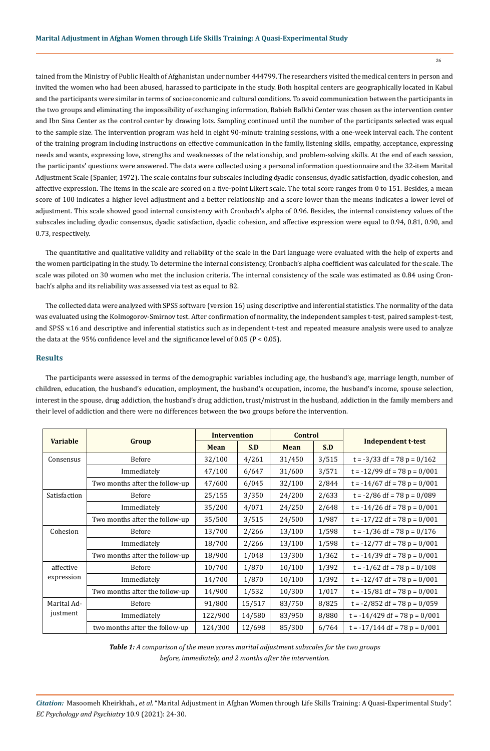tained from the Ministry of Public Health of Afghanistan under number 444799. The researchers visited the medical centers in person and invited the women who had been abused, harassed to participate in the study. Both hospital centers are geographically located in Kabul and the participants were similar in terms of socioeconomic and cultural conditions. To avoid communication between the participants in the two groups and eliminating the impossibility of exchanging information, Rabieh Balkhi Center was chosen as the intervention center and Ibn Sina Center as the control center by drawing lots. Sampling continued until the number of the participants selected was equal to the sample size. The intervention program was held in eight 90-minute training sessions, with a one-week interval each. The content of the training program including instructions on effective communication in the family, listening skills, empathy, acceptance, expressing needs and wants, expressing love, strengths and weaknesses of the relationship, and problem-solving skills. At the end of each session, the participants' questions were answered. The data were collected using a personal information questionnaire and the 32-item Marital Adjustment Scale (Spanier, 1972). The scale contains four subscales including dyadic consensus, dyadic satisfaction, dyadic cohesion, and affective expression. The items in the scale are scored on a five-point Likert scale. The total score ranges from 0 to 151. Besides, a mean score of 100 indicates a higher level adjustment and a better relationship and a score lower than the means indicates a lower level of adjustment. This scale showed good internal consistency with Cronbach's alpha of 0.96. Besides, the internal consistency values of the subscales including dyadic consensus, dyadic satisfaction, dyadic cohesion, and affective expression were equal to 0.94, 0.81, 0.90, and 0.73, respectively.

The quantitative and qualitative validity and reliability of the scale in the Dari language were evaluated with the help of experts and the women participating in the study. To determine the internal consistency, Cronbach's alpha coefficient was calculated for the scale. The scale was piloted on 30 women who met the inclusion criteria. The internal consistency of the scale was estimated as 0.84 using Cronbach's alpha and its reliability was assessed via test as equal to 82.

The collected data were analyzed with SPSS software (version 16) using descriptive and inferential statistics. The normality of the data was evaluated using the Kolmogorov-Smirnov test. After confirmation of normality, the independent samples t-test, paired samples t-test, and SPSS v.16 and descriptive and inferential statistics such as independent t-test and repeated measure analysis were used to analyze the data at the 95% confidence level and the significance level of 0.05 (P < 0.05).

## Results

The participants were assessed in terms of the demographic variables including age, the husband's age, marriage length, number of children, education, the husband's education, employment, the husband's occupation, income, the husband's income, spouse selection, interest in the spouse, drug addiction, the husband's drug addiction, trust/mistrust in the husband, addiction in the family members and their level of addiction and there were no differences between the two groups before the intervention.

| Variable | Group | Intervention | | Control | | Independent t-test |
|---|---|---|---|---|---|---|
| | | Mean | S.D | Mean | S.D | |
| Consensus | Before | 32/100 | 4/261 | 31/450 | 3/515 | t = -3/33 df = 78 p = 0/162 |
| | Immediately | 47/100 | 6/647 | 31/600 | 3/571 | t = -12/99 df = 78 p = 0/001 |
| | Two months after the follow-up | 47/600 | 6/045 | 32/100 | 2/844 | t = -14/67 df = 78 p = 0/001 |
| Satisfaction | Before | 25/155 | 3/350 | 24/200 | 2/633 | t = -2/86 df = 78 p = 0/089 |
| | Immediately | 35/200 | 4/071 | 24/250 | 2/648 | t = -14/26 df = 78 p = 0/001 |
| | Two months after the follow-up | 35/500 | 3/515 | 24/500 | 1/987 | t = -17/22 df = 78 p = 0/001 |
| Cohesion | Before | 13/700 | 2/266 | 13/100 | 1/598 | t = -1/36 df = 78 p = 0/176 |
| | Immediately | 18/700 | 2/266 | 13/100 | 1/598 | t = -12/77 df = 78 p = 0/001 |
| | Two months after the follow-up | 18/900 | 1/048 | 13/300 | 1/362 | t = -14/39 df = 78 p = 0/001 |
| affective expression | Before | 10/700 | 1/870 | 10/100 | 1/392 | t = -1/62 df = 78 p = 0/108 |
| | Immediately | 14/700 | 1/870 | 10/100 | 1/392 | t = -12/47 df = 78 p = 0/001 |
| | Two months after the follow-up | 14/900 | 1/532 | 10/300 | 1/017 | t = -15/81 df = 78 p = 0/001 |
| Marital Adjustment | Before | 91/800 | 15/517 | 83/750 | 8/825 | t = -2/852 df = 78 p = 0/059 |
| | Immediately | 122/900 | 14/580 | 83/950 | 8/880 | t = -14/429 df = 78 p = 0/001 |
| | two months after the follow-up | 124/300 | 12/698 | 85/300 | 6/764 | t = -17/144 df = 78 p = 0/001 |

***Table 1:*** *A comparison of the mean scores marital adjustment subscales for the two groups before, immediately, and 2 months after the intervention.*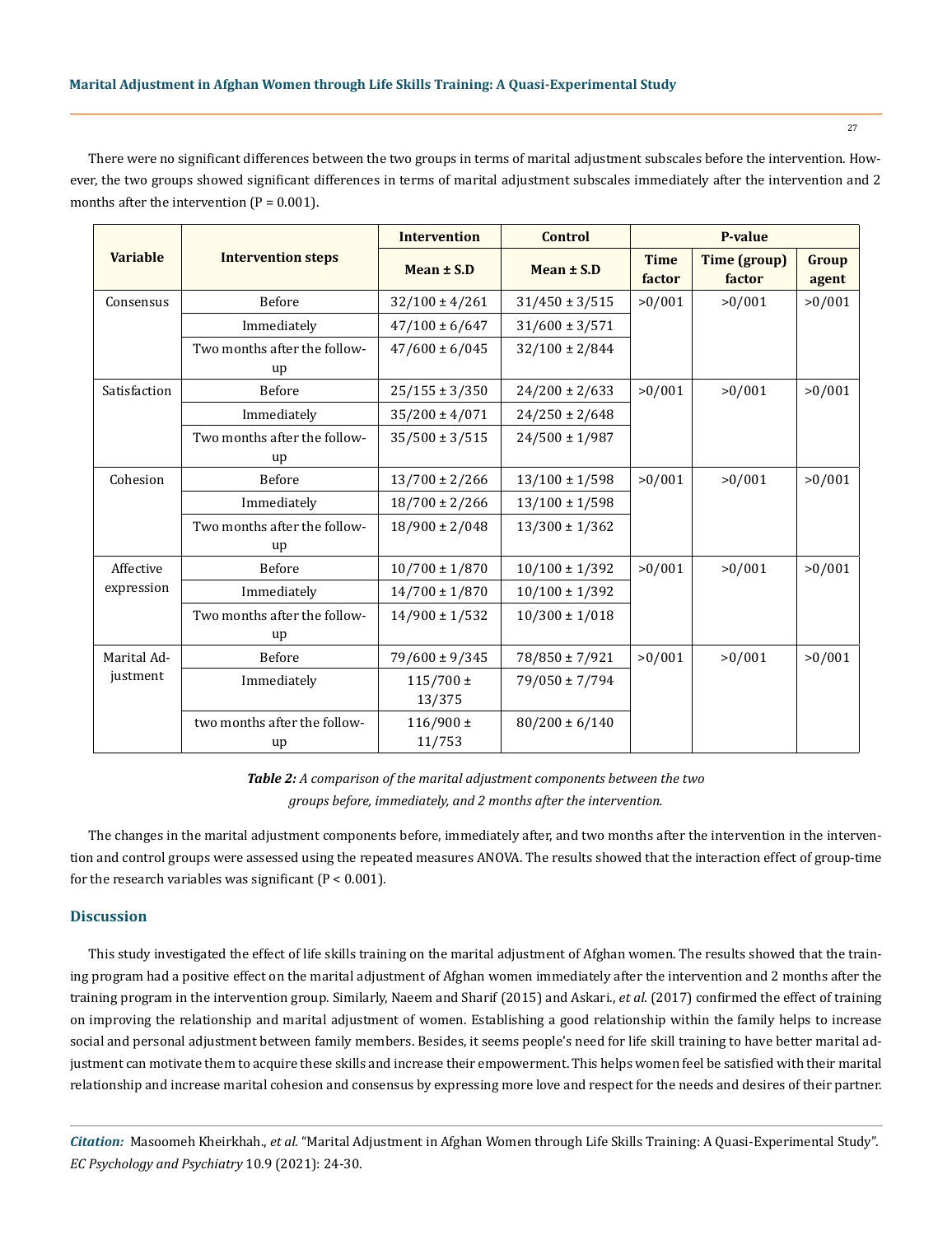There were no significant differences between the two groups in terms of marital adjustment subscales before the intervention. However, the two groups showed significant differences in terms of marital adjustment subscales immediately after the intervention and 2 months after the intervention (P = 0.001).

| Variable | Intervention steps | Intervention | Control | P-value | | |
|---|---|---|---|---|---|---|
| | | Mean ± S.D | Mean ± S.D | Time factor | Time (group) factor | Group agent |
| Consensus | Before | 32/100 ± 4/261 | 31/450 ± 3/515 | >0/001 | >0/001 | >0/001 |
| | Immediately | 47/100 ± 6/647 | 31/600 ± 3/571 | | | |
| | Two months after the follow-up | 47/600 ± 6/045 | 32/100 ± 2/844 | | | |
| Satisfaction | Before | 25/155 ± 3/350 | 24/200 ± 2/633 | >0/001 | >0/001 | >0/001 |
| | Immediately | 35/200 ± 4/071 | 24/250 ± 2/648 | | | |
| | Two months after the follow-up | 35/500 ± 3/515 | 24/500 ± 1/987 | | | |
| Cohesion | Before | 13/700 ± 2/266 | 13/100 ± 1/598 | >0/001 | >0/001 | >0/001 |
| | Immediately | 18/700 ± 2/266 | 13/100 ± 1/598 | | | |
| | Two months after the follow-up | 18/900 ± 2/048 | 13/300 ± 1/362 | | | |
| Affective expression | Before | 10/700 ± 1/870 | 10/100 ± 1/392 | >0/001 | >0/001 | >0/001 |
| | Immediately | 14/700 ± 1/870 | 10/100 ± 1/392 | | | |
| | Two months after the follow-up | 14/900 ± 1/532 | 10/300 ± 1/018 | | | |
| Marital Adjustment | Before | 79/600 ± 9/345 | 78/850 ± 7/921 | >0/001 | >0/001 | >0/001 |
| | Immediately | 115/700 ± 13/375 | 79/050 ± 7/794 | | | |
| | two months after the follow-up | 116/900 ± 11/753 | 80/200 ± 6/140 | | | |

***Table 2:*** *A comparison of the marital adjustment components between the two groups before, immediately, and 2 months after the intervention.*

The changes in the marital adjustment components before, immediately after, and two months after the intervention in the intervention and control groups were assessed using the repeated measures ANOVA. The results showed that the interaction effect of group-time for the research variables was significant (P < 0.001).

## Discussion

This study investigated the effect of life skills training on the marital adjustment of Afghan women. The results showed that the training program had a positive effect on the marital adjustment of Afghan women immediately after the intervention and 2 months after the training program in the intervention group. Similarly, Naeem and Sharif (2015) and Askari., *et al.* (2017) confirmed the effect of training on improving the relationship and marital adjustment of women. Establishing a good relationship within the family helps to increase social and personal adjustment between family members. Besides, it seems people's need for life skill training to have better marital adjustment can motivate them to acquire these skills and increase their empowerment. This helps women feel be satisfied with their marital relationship and increase marital cohesion and consensus by expressing more love and respect for the needs and desires of their partner.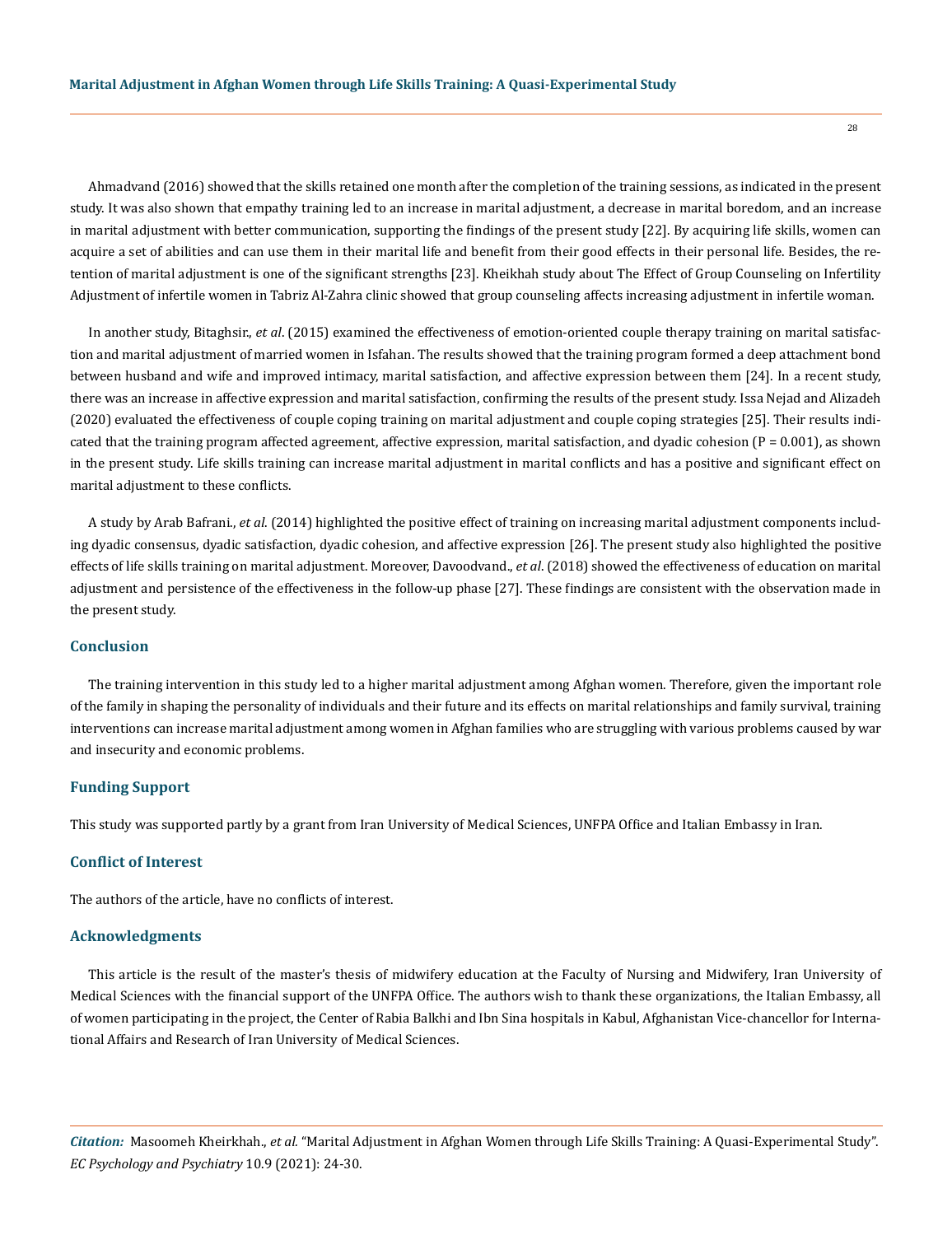Ahmadvand (2016) showed that the skills retained one month after the completion of the training sessions, as indicated in the present study. It was also shown that empathy training led to an increase in marital adjustment, a decrease in marital boredom, and an increase in marital adjustment with better communication, supporting the findings of the present study [22]. By acquiring life skills, women can acquire a set of abilities and can use them in their marital life and benefit from their good effects in their personal life. Besides, the retention of marital adjustment is one of the significant strengths [23]. Kheikhah study about The Effect of Group Counseling on Infertility Adjustment of infertile women in Tabriz Al-Zahra clinic showed that group counseling affects increasing adjustment in infertile woman.

In another study, Bitaghsir., *et al*. (2015) examined the effectiveness of emotion-oriented couple therapy training on marital satisfaction and marital adjustment of married women in Isfahan. The results showed that the training program formed a deep attachment bond between husband and wife and improved intimacy, marital satisfaction, and affective expression between them [24]. In a recent study, there was an increase in affective expression and marital satisfaction, confirming the results of the present study. Issa Nejad and Alizadeh (2020) evaluated the effectiveness of couple coping training on marital adjustment and couple coping strategies [25]. Their results indicated that the training program affected agreement, affective expression, marital satisfaction, and dyadic cohesion (P = 0.001), as shown in the present study. Life skills training can increase marital adjustment in marital conflicts and has a positive and significant effect on marital adjustment to these conflicts.

A study by Arab Bafrani., *et al*. (2014) highlighted the positive effect of training on increasing marital adjustment components including dyadic consensus, dyadic satisfaction, dyadic cohesion, and affective expression [26]. The present study also highlighted the positive effects of life skills training on marital adjustment. Moreover, Davoodvand., *et al*. (2018) showed the effectiveness of education on marital adjustment and persistence of the effectiveness in the follow-up phase [27]. These findings are consistent with the observation made in the present study.

## Conclusion

The training intervention in this study led to a higher marital adjustment among Afghan women. Therefore, given the important role of the family in shaping the personality of individuals and their future and its effects on marital relationships and family survival, training interventions can increase marital adjustment among women in Afghan families who are struggling with various problems caused by war and insecurity and economic problems.

## Funding Support

This study was supported partly by a grant from Iran University of Medical Sciences, UNFPA Office and Italian Embassy in Iran.

## Conflict of Interest

The authors of the article, have no conflicts of interest.

## Acknowledgments

This article is the result of the master's thesis of midwifery education at the Faculty of Nursing and Midwifery, Iran University of Medical Sciences with the financial support of the UNFPA Office. The authors wish to thank these organizations, the Italian Embassy, all of women participating in the project, the Center of Rabia Balkhi and Ibn Sina hospitals in Kabul, Afghanistan Vice-chancellor for International Affairs and Research of Iran University of Medical Sciences.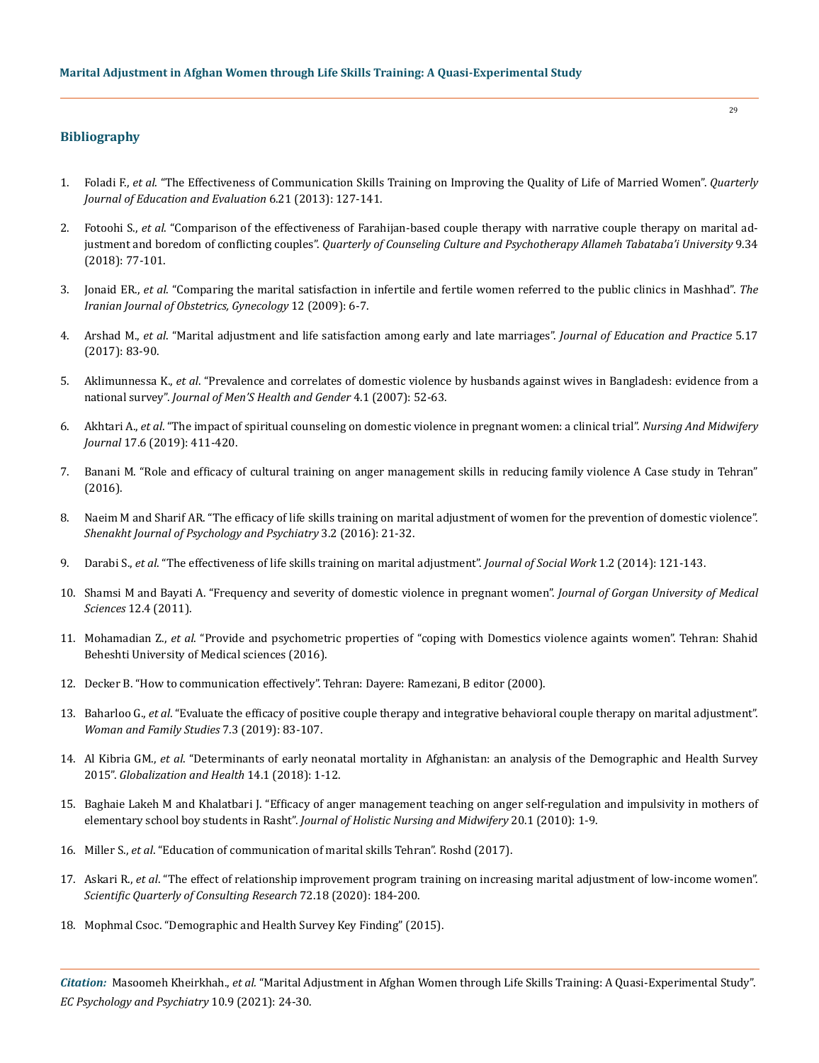## Bibliography

1. Foladi F., *et al*. "The Effectiveness of Communication Skills Training on Improving the Quality of Life of Married Women". *Quarterly Journal of Education and Evaluation* 6.21 (2013): 127-141.

2. Fotoohi S., *et al*. "Comparison of the effectiveness of Farahijan-based couple therapy with narrative couple therapy on marital adjustment and boredom of conflicting couples". *Quarterly of Counseling Culture and Psychotherapy Allameh Tabataba'i University* 9.34 (2018): 77-101.

3. Jonaid ER., *et al*. "Comparing the marital satisfaction in infertile and fertile women referred to the public clinics in Mashhad". *The Iranian Journal of Obstetrics, Gynecology* 12 (2009): 6-7.

4. Arshad M., *et al*. "Marital adjustment and life satisfaction among early and late marriages". *Journal of Education and Practice* 5.17 (2017): 83-90.

5. Aklimunnessa K., *et al*. "Prevalence and correlates of domestic violence by husbands against wives in Bangladesh: evidence from a national survey". *Journal of Men'S Health and Gender* 4.1 (2007): 52-63.

6. Akhtari A., *et al*. "The impact of spiritual counseling on domestic violence in pregnant women: a clinical trial". *Nursing And Midwifery Journal* 17.6 (2019): 411-420.

7. Banani M. "Role and efficacy of cultural training on anger management skills in reducing family violence A Case study in Tehran" (2016).

8. Naeim M and Sharif AR. "The efficacy of life skills training on marital adjustment of women for the prevention of domestic violence". *Shenakht Journal of Psychology and Psychiatry* 3.2 (2016): 21-32.

9. Darabi S., *et al*. "The effectiveness of life skills training on marital adjustment". *Journal of Social Work* 1.2 (2014): 121-143.

10. Shamsi M and Bayati A. "Frequency and severity of domestic violence in pregnant women". *Journal of Gorgan University of Medical Sciences* 12.4 (2011).

11. Mohamadian Z., *et al*. "Provide and psychometric properties of "coping with Domestics violence againts women". Tehran: Shahid Beheshti University of Medical sciences (2016).

12. Decker B. "How to communication effectively". Tehran: Dayere: Ramezani, B editor (2000).

13. Baharloo G., *et al*. "Evaluate the efficacy of positive couple therapy and integrative behavioral couple therapy on marital adjustment". *Woman and Family Studies* 7.3 (2019): 83-107.

14. Al Kibria GM., *et al*. "Determinants of early neonatal mortality in Afghanistan: an analysis of the Demographic and Health Survey 2015". *Globalization and Health* 14.1 (2018): 1-12.

15. Baghaie Lakeh M and Khalatbari J. "Efficacy of anger management teaching on anger self-regulation and impulsivity in mothers of elementary school boy students in Rasht". *Journal of Holistic Nursing and Midwifery* 20.1 (2010): 1-9.

16. Miller S., *et al*. "Education of communication of marital skills Tehran". Roshd (2017).

17. Askari R., *et al*. "The effect of relationship improvement program training on increasing marital adjustment of low-income women". *Scientific Quarterly of Consulting Research* 72.18 (2020): 184-200.

18. Mophmal Csoc. "Demographic and Health Survey Key Finding" (2015).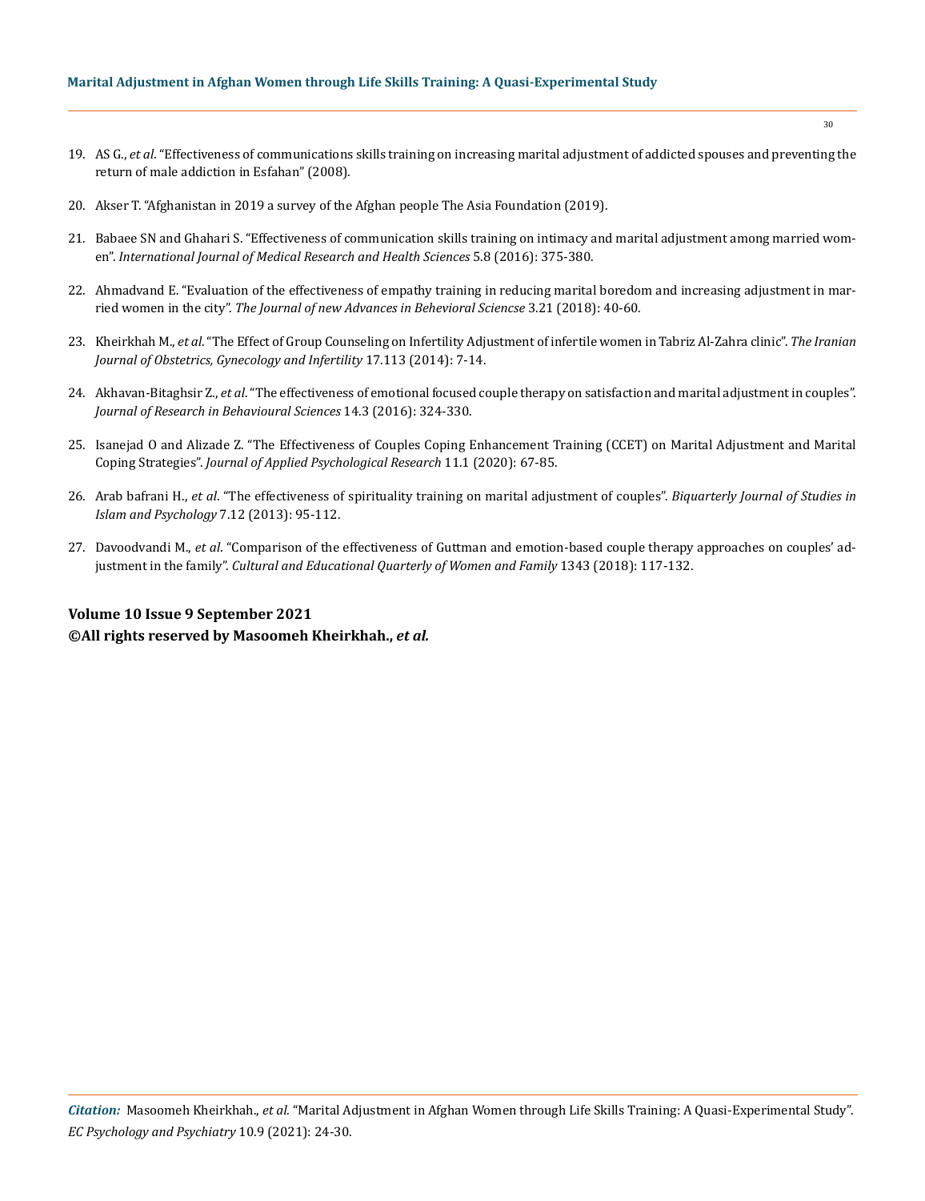19. AS G., *et al*. "Effectiveness of communications skills training on increasing marital adjustment of addicted spouses and preventing the return of male addiction in Esfahan" (2008).

20. Akser T. "Afghanistan in 2019 a survey of the Afghan people The Asia Foundation (2019).

21. Babaee SN and Ghahari S. "Effectiveness of communication skills training on intimacy and marital adjustment among married women". *International Journal of Medical Research and Health Sciences* 5.8 (2016): 375-380.

22. Ahmadvand E. "Evaluation of the effectiveness of empathy training in reducing marital boredom and increasing adjustment in married women in the city". *The Journal of new Advances in Behevioral Sciencse* 3.21 (2018): 40-60.

23. Kheirkhah M., *et al*. "The Effect of Group Counseling on Infertility Adjustment of infertile women in Tabriz Al-Zahra clinic". *The Iranian Journal of Obstetrics, Gynecology and Infertility* 17.113 (2014): 7-14.

24. Akhavan-Bitaghsir Z., *et al*. "The effectiveness of emotional focused couple therapy on satisfaction and marital adjustment in couples". *Journal of Research in Behavioural Sciences* 14.3 (2016): 324-330.

25. Isanejad O and Alizade Z. "The Effectiveness of Couples Coping Enhancement Training (CCET) on Marital Adjustment and Marital Coping Strategies". *Journal of Applied Psychological Research* 11.1 (2020): 67-85.

26. Arab bafrani H., *et al*. "The effectiveness of spirituality training on marital adjustment of couples". *Biquarterly Journal of Studies in Islam and Psychology* 7.12 (2013): 95-112.

27. Davoodvandi M., *et al*. "Comparison of the effectiveness of Guttman and emotion-based couple therapy approaches on couples' adjustment in the family". *Cultural and Educational Quarterly of Women and Family* 1343 (2018): 117-132.

**Volume 10 Issue 9 September 2021**
**©All rights reserved by Masoomeh Kheirkhah.,** ***et al.***